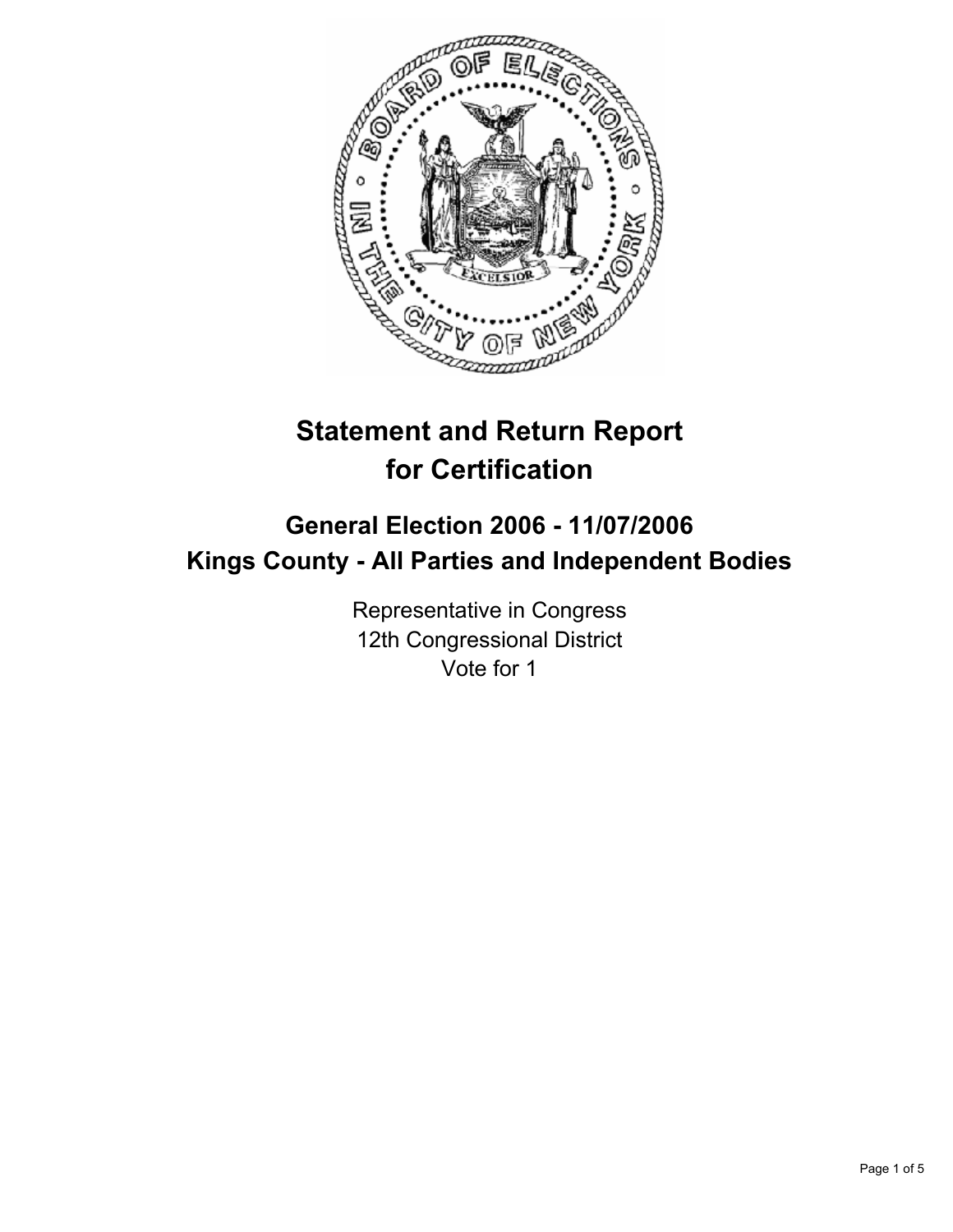# Statement and Return Report for Certification

## General Election 2006 - 11/07/2006
## Kings County - All Parties and Independent Bodies

Representative in Congress
12th Congressional District
Vote for 1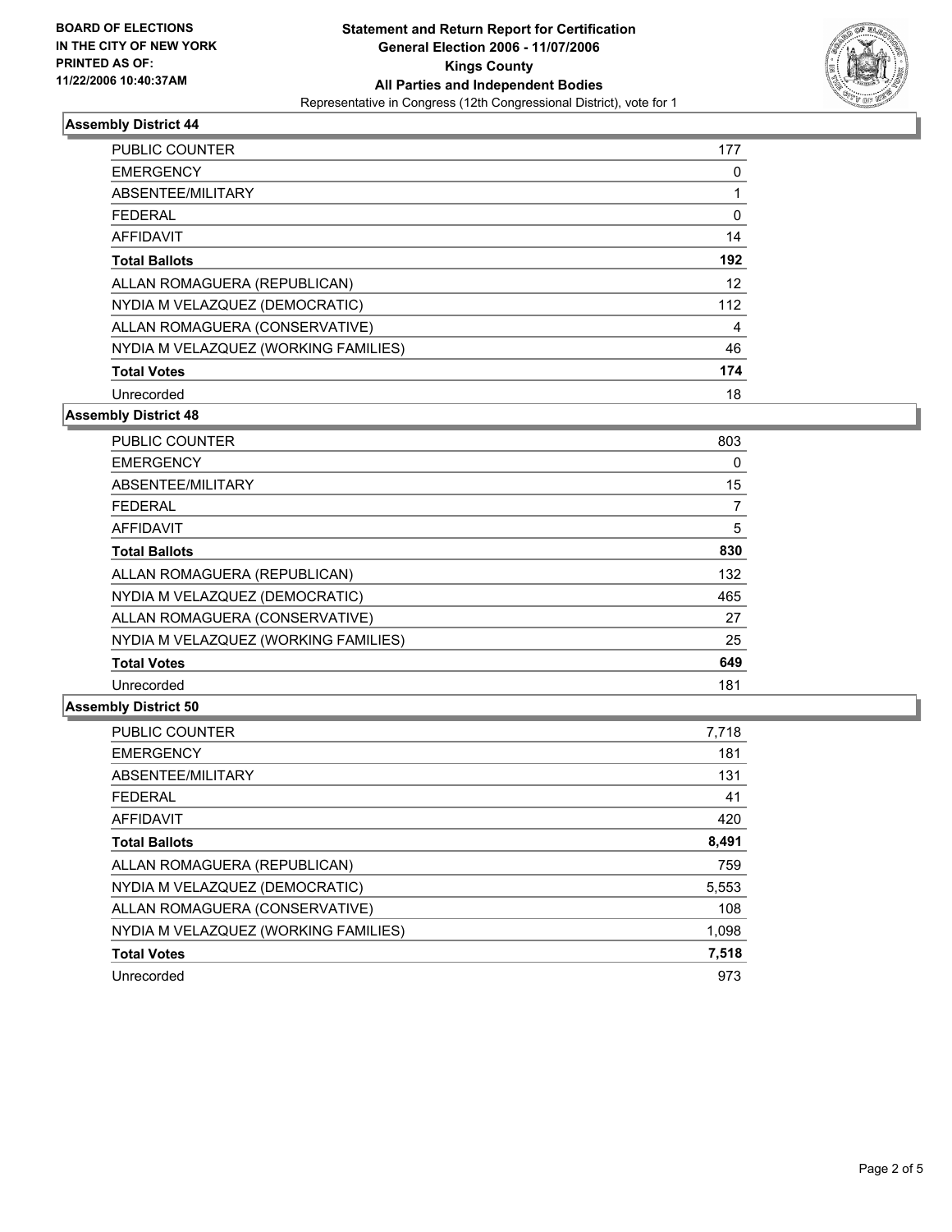**BOARD OF ELECTIONS IN THE CITY OF NEW YORK PRINTED AS OF: 11/22/2006 10:40:37AM**

# Statement and Return Report for Certification
## General Election 2006 - 11/07/2006
## Kings County
## All Parties and Independent Bodies
Representative in Congress (12th Congressional District), vote for 1

### Assembly District 44

| | |
|---|---|
| PUBLIC COUNTER | 177 |
| EMERGENCY | 0 |
| ABSENTEE/MILITARY | 1 |
| FEDERAL | 0 |
| AFFIDAVIT | 14 |
| **Total Ballots** | **192** |
| ALLAN ROMAGUERA (REPUBLICAN) | 12 |
| NYDIA M VELAZQUEZ (DEMOCRATIC) | 112 |
| ALLAN ROMAGUERA (CONSERVATIVE) | 4 |
| NYDIA M VELAZQUEZ (WORKING FAMILIES) | 46 |
| **Total Votes** | **174** |
| Unrecorded | 18 |

### Assembly District 48

| | |
|---|---|
| PUBLIC COUNTER | 803 |
| EMERGENCY | 0 |
| ABSENTEE/MILITARY | 15 |
| FEDERAL | 7 |
| AFFIDAVIT | 5 |
| **Total Ballots** | **830** |
| ALLAN ROMAGUERA (REPUBLICAN) | 132 |
| NYDIA M VELAZQUEZ (DEMOCRATIC) | 465 |
| ALLAN ROMAGUERA (CONSERVATIVE) | 27 |
| NYDIA M VELAZQUEZ (WORKING FAMILIES) | 25 |
| **Total Votes** | **649** |
| Unrecorded | 181 |

### Assembly District 50

| | |
|---|---|
| PUBLIC COUNTER | 7,718 |
| EMERGENCY | 181 |
| ABSENTEE/MILITARY | 131 |
| FEDERAL | 41 |
| AFFIDAVIT | 420 |
| **Total Ballots** | **8,491** |
| ALLAN ROMAGUERA (REPUBLICAN) | 759 |
| NYDIA M VELAZQUEZ (DEMOCRATIC) | 5,553 |
| ALLAN ROMAGUERA (CONSERVATIVE) | 108 |
| NYDIA M VELAZQUEZ (WORKING FAMILIES) | 1,098 |
| **Total Votes** | **7,518** |
| Unrecorded | 973 |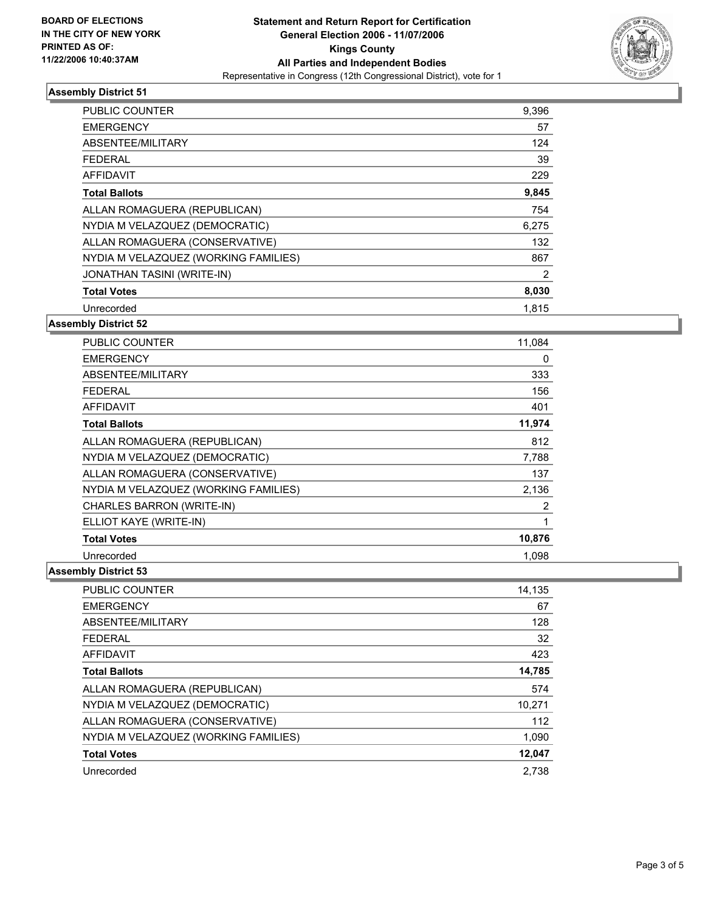**BOARD OF ELECTIONS IN THE CITY OF NEW YORK PRINTED AS OF: 11/22/2006 10:40:37AM**

# Statement and Return Report for Certification
## General Election 2006 - 11/07/2006
## Kings County
## All Parties and Independent Bodies
Representative in Congress (12th Congressional District), vote for 1

### Assembly District 51

| | |
|---|---|
| PUBLIC COUNTER | 9,396 |
| EMERGENCY | 57 |
| ABSENTEE/MILITARY | 124 |
| FEDERAL | 39 |
| AFFIDAVIT | 229 |
| **Total Ballots** | **9,845** |
| ALLAN ROMAGUERA (REPUBLICAN) | 754 |
| NYDIA M VELAZQUEZ (DEMOCRATIC) | 6,275 |
| ALLAN ROMAGUERA (CONSERVATIVE) | 132 |
| NYDIA M VELAZQUEZ (WORKING FAMILIES) | 867 |
| JONATHAN TASINI (WRITE-IN) | 2 |
| **Total Votes** | **8,030** |
| Unrecorded | 1,815 |

### Assembly District 52

| | |
|---|---|
| PUBLIC COUNTER | 11,084 |
| EMERGENCY | 0 |
| ABSENTEE/MILITARY | 333 |
| FEDERAL | 156 |
| AFFIDAVIT | 401 |
| **Total Ballots** | **11,974** |
| ALLAN ROMAGUERA (REPUBLICAN) | 812 |
| NYDIA M VELAZQUEZ (DEMOCRATIC) | 7,788 |
| ALLAN ROMAGUERA (CONSERVATIVE) | 137 |
| NYDIA M VELAZQUEZ (WORKING FAMILIES) | 2,136 |
| CHARLES BARRON (WRITE-IN) | 2 |
| ELLIOT KAYE (WRITE-IN) | 1 |
| **Total Votes** | **10,876** |
| Unrecorded | 1,098 |

### Assembly District 53

| | |
|---|---|
| PUBLIC COUNTER | 14,135 |
| EMERGENCY | 67 |
| ABSENTEE/MILITARY | 128 |
| FEDERAL | 32 |
| AFFIDAVIT | 423 |
| **Total Ballots** | **14,785** |
| ALLAN ROMAGUERA (REPUBLICAN) | 574 |
| NYDIA M VELAZQUEZ (DEMOCRATIC) | 10,271 |
| ALLAN ROMAGUERA (CONSERVATIVE) | 112 |
| NYDIA M VELAZQUEZ (WORKING FAMILIES) | 1,090 |
| **Total Votes** | **12,047** |
| Unrecorded | 2,738 |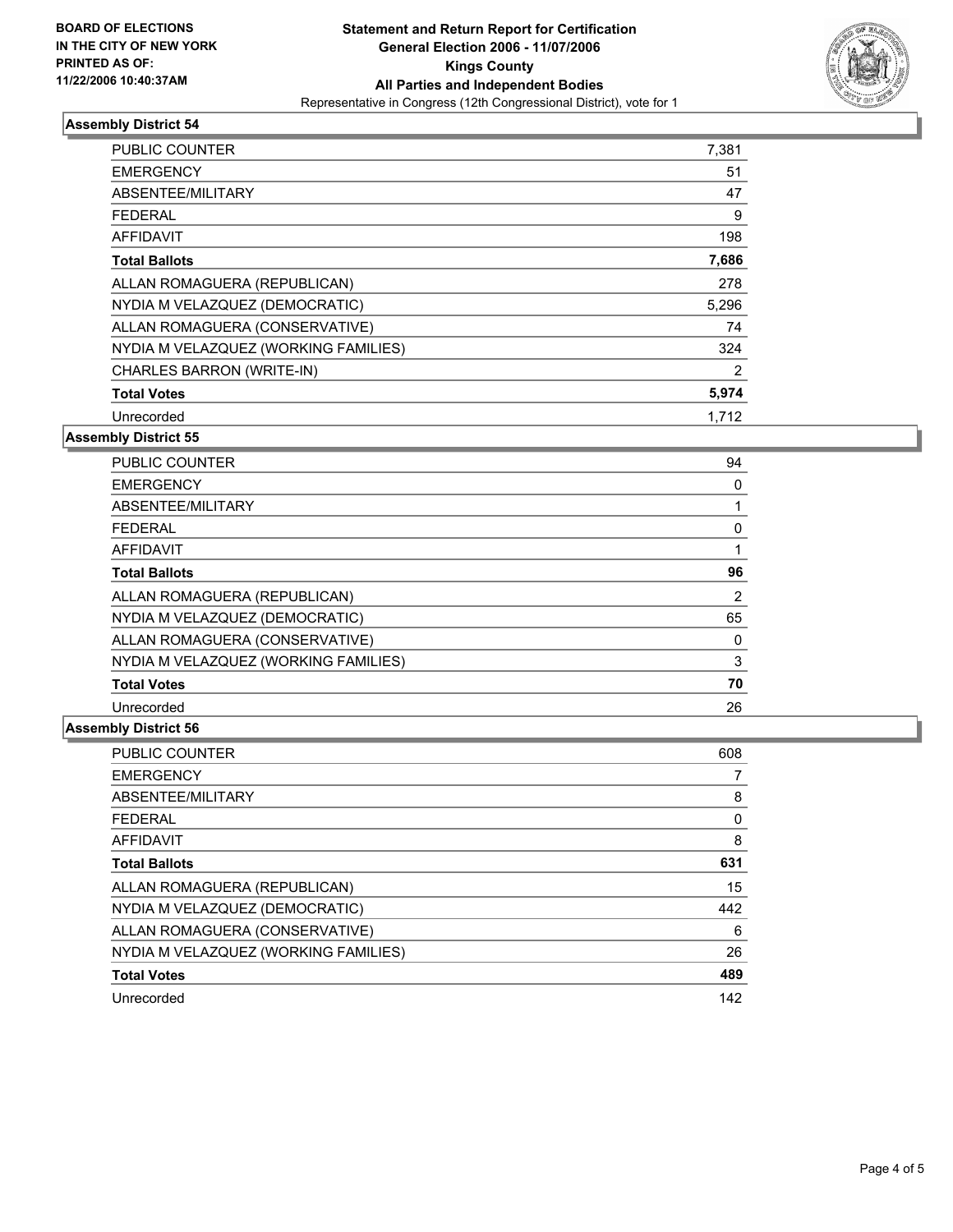**BOARD OF ELECTIONS IN THE CITY OF NEW YORK PRINTED AS OF: 11/22/2006 10:40:37AM**

# Statement and Return Report for Certification
## General Election 2006 - 11/07/2006
## Kings County
## All Parties and Independent Bodies
Representative in Congress (12th Congressional District), vote for 1

### Assembly District 54

| | |
|---|---|
| PUBLIC COUNTER | 7,381 |
| EMERGENCY | 51 |
| ABSENTEE/MILITARY | 47 |
| FEDERAL | 9 |
| AFFIDAVIT | 198 |
| **Total Ballots** | **7,686** |
| ALLAN ROMAGUERA (REPUBLICAN) | 278 |
| NYDIA M VELAZQUEZ (DEMOCRATIC) | 5,296 |
| ALLAN ROMAGUERA (CONSERVATIVE) | 74 |
| NYDIA M VELAZQUEZ (WORKING FAMILIES) | 324 |
| CHARLES BARRON (WRITE-IN) | 2 |
| **Total Votes** | **5,974** |
| Unrecorded | 1,712 |

### Assembly District 55

| | |
|---|---|
| PUBLIC COUNTER | 94 |
| EMERGENCY | 0 |
| ABSENTEE/MILITARY | 1 |
| FEDERAL | 0 |
| AFFIDAVIT | 1 |
| **Total Ballots** | **96** |
| ALLAN ROMAGUERA (REPUBLICAN) | 2 |
| NYDIA M VELAZQUEZ (DEMOCRATIC) | 65 |
| ALLAN ROMAGUERA (CONSERVATIVE) | 0 |
| NYDIA M VELAZQUEZ (WORKING FAMILIES) | 3 |
| **Total Votes** | **70** |
| Unrecorded | 26 |

### Assembly District 56

| | |
|---|---|
| PUBLIC COUNTER | 608 |
| EMERGENCY | 7 |
| ABSENTEE/MILITARY | 8 |
| FEDERAL | 0 |
| AFFIDAVIT | 8 |
| **Total Ballots** | **631** |
| ALLAN ROMAGUERA (REPUBLICAN) | 15 |
| NYDIA M VELAZQUEZ (DEMOCRATIC) | 442 |
| ALLAN ROMAGUERA (CONSERVATIVE) | 6 |
| NYDIA M VELAZQUEZ (WORKING FAMILIES) | 26 |
| **Total Votes** | **489** |
| Unrecorded | 142 |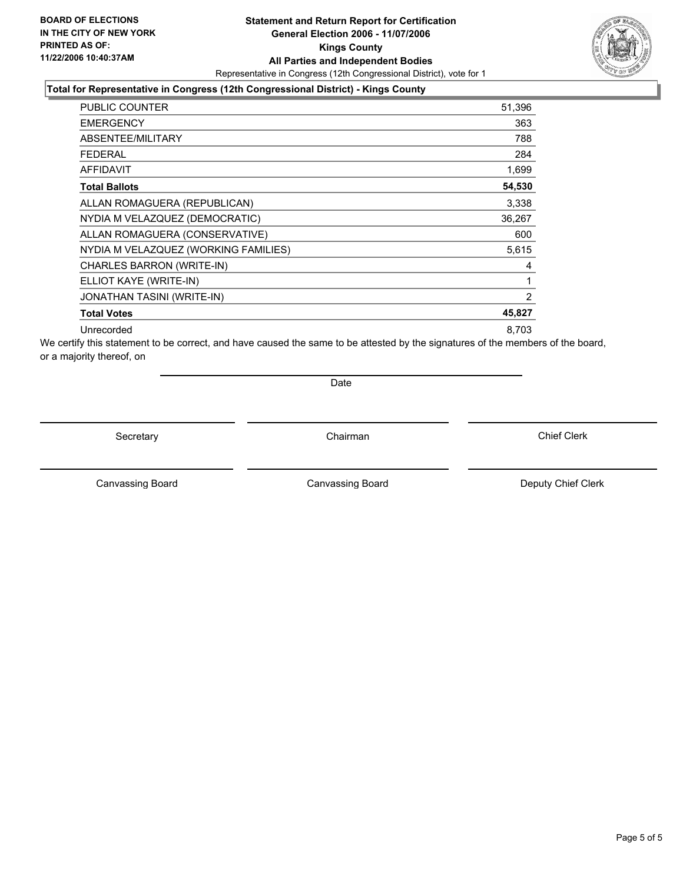**BOARD OF ELECTIONS IN THE CITY OF NEW YORK PRINTED AS OF: 11/22/2006 10:40:37AM**

**Statement and Return Report for Certification**
**General Election 2006 - 11/07/2006**
**Kings County**
**All Parties and Independent Bodies**
Representative in Congress (12th Congressional District), vote for 1

**Total for Representative in Congress (12th Congressional District) - Kings County**

| | |
|---|---|
| PUBLIC COUNTER | 51,396 |
| EMERGENCY | 363 |
| ABSENTEE/MILITARY | 788 |
| FEDERAL | 284 |
| AFFIDAVIT | 1,699 |
| **Total Ballots** | **54,530** |
| ALLAN ROMAGUERA (REPUBLICAN) | 3,338 |
| NYDIA M VELAZQUEZ (DEMOCRATIC) | 36,267 |
| ALLAN ROMAGUERA (CONSERVATIVE) | 600 |
| NYDIA M VELAZQUEZ (WORKING FAMILIES) | 5,615 |
| CHARLES BARRON (WRITE-IN) | 4 |
| ELLIOT KAYE (WRITE-IN) | 1 |
| JONATHAN TASINI (WRITE-IN) | 2 |
| **Total Votes** | **45,827** |
| Unrecorded | 8,703 |

We certify this statement to be correct, and have caused the same to be attested by the signatures of the members of the board, or a majority thereof, on

Date

Secretary | Chairman | Chief Clerk

Canvassing Board | Canvassing Board | Deputy Chief Clerk